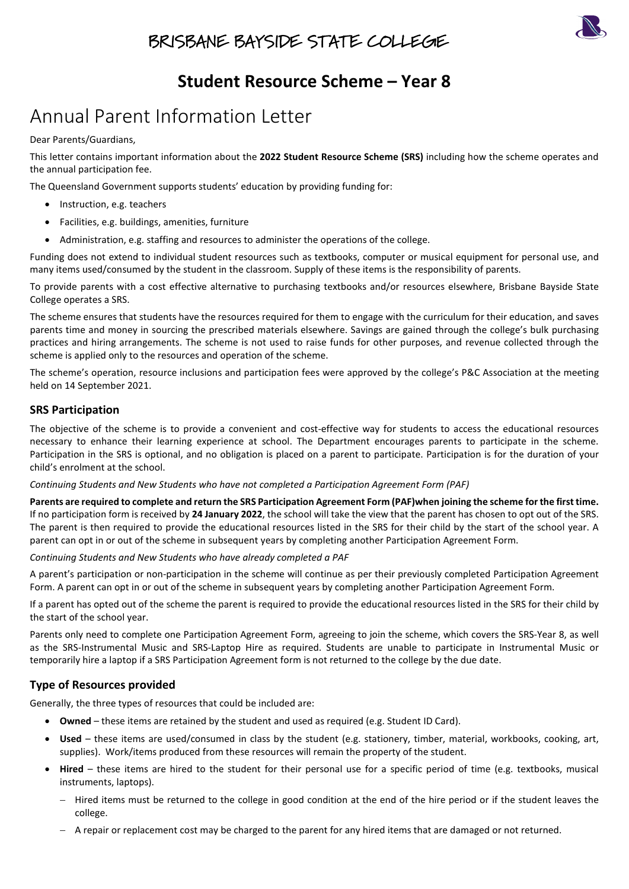# BRISBANE BAYSIDE STATE COLLEGE

## Student Resource Scheme – Year 8

# Annual Parent Information Letter

Dear Parents/Guardians,

This letter contains important information about the **2022 Student Resource Scheme (SRS)** including how the scheme operates and the annual participation fee.

The Queensland Government supports students' education by providing funding for:

- Instruction, e.g. teachers
- Facilities, e.g. buildings, amenities, furniture
- Administration, e.g. staffing and resources to administer the operations of the college.

Funding does not extend to individual student resources such as textbooks, computer or musical equipment for personal use, and many items used/consumed by the student in the classroom. Supply of these items is the responsibility of parents.

To provide parents with a cost effective alternative to purchasing textbooks and/or resources elsewhere, Brisbane Bayside State College operates a SRS.

The scheme ensures that students have the resources required for them to engage with the curriculum for their education, and saves parents time and money in sourcing the prescribed materials elsewhere. Savings are gained through the college's bulk purchasing practices and hiring arrangements. The scheme is not used to raise funds for other purposes, and revenue collected through the scheme is applied only to the resources and operation of the scheme.

The scheme's operation, resource inclusions and participation fees were approved by the college's P&C Association at the meeting held on 14 September 2021.

### SRS Participation

The objective of the scheme is to provide a convenient and cost-effective way for students to access the educational resources necessary to enhance their learning experience at school. The Department encourages parents to participate in the scheme. Participation in the SRS is optional, and no obligation is placed on a parent to participate. Participation is for the duration of your child's enrolment at the school.

*Continuing Students and New Students who have not completed a Participation Agreement Form (PAF)*

**Parents are required to complete and return the SRS Participation Agreement Form (PAF)when joining the scheme for the first time.** If no participation form is received by **24 January 2022**, the school will take the view that the parent has chosen to opt out of the SRS. The parent is then required to provide the educational resources listed in the SRS for their child by the start of the school year. A parent can opt in or out of the scheme in subsequent years by completing another Participation Agreement Form.

*Continuing Students and New Students who have already completed a PAF*

A parent's participation or non-participation in the scheme will continue as per their previously completed Participation Agreement Form. A parent can opt in or out of the scheme in subsequent years by completing another Participation Agreement Form.

If a parent has opted out of the scheme the parent is required to provide the educational resources listed in the SRS for their child by the start of the school year.

Parents only need to complete one Participation Agreement Form, agreeing to join the scheme, which covers the SRS-Year 8, as well as the SRS-Instrumental Music and SRS-Laptop Hire as required. Students are unable to participate in Instrumental Music or temporarily hire a laptop if a SRS Participation Agreement form is not returned to the college by the due date.

### Type of Resources provided

Generally, the three types of resources that could be included are:

- **Owned** – these items are retained by the student and used as required (e.g. Student ID Card).
- **Used** – these items are used/consumed in class by the student (e.g. stationery, timber, material, workbooks, cooking, art, supplies). Work/items produced from these resources will remain the property of the student.
- **Hired** – these items are hired to the student for their personal use for a specific period of time (e.g. textbooks, musical instruments, laptops).
  - Hired items must be returned to the college in good condition at the end of the hire period or if the student leaves the college.
  - A repair or replacement cost may be charged to the parent for any hired items that are damaged or not returned.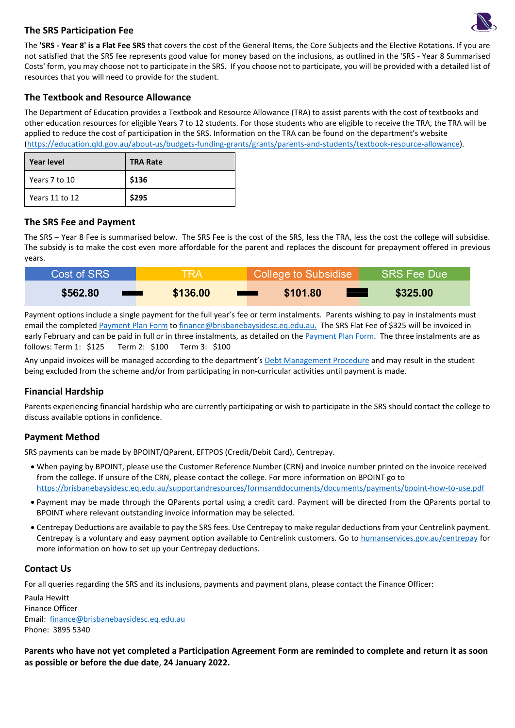## The SRS Participation Fee

The **'SRS - Year 8' is a Flat Fee SRS** that covers the cost of the General Items, the Core Subjects and the Elective Rotations. If you are not satisfied that the SRS fee represents good value for money based on the inclusions, as outlined in the 'SRS - Year 8 Summarised Costs' form, you may choose not to participate in the SRS. If you choose not to participate, you will be provided with a detailed list of resources that you will need to provide for the student.

## The Textbook and Resource Allowance

The Department of Education provides a Textbook and Resource Allowance (TRA) to assist parents with the cost of textbooks and other education resources for eligible Years 7 to 12 students. For those students who are eligible to receive the TRA, the TRA will be applied to reduce the cost of participation in the SRS. Information on the TRA can be found on the department's website (https://education.qld.gov.au/about-us/budgets-funding-grants/grants/parents-and-students/textbook-resource-allowance).

| Year level | TRA Rate |
|---|---|
| Years 7 to 10 | **$136** |
| Years 11 to 12 | **$295** |

## The SRS Fee and Payment

The SRS – Year 8 Fee is summarised below. The SRS Fee is the cost of the SRS, less the TRA, less the cost the college will subsidise. The subsidy is to make the cost even more affordable for the parent and replaces the discount for prepayment offered in previous years.

| Cost of SRS | | TRA | | College to Subsidise | | SRS Fee Due |
|---|---|---|---|---|---|---|
| **$562.80** | − | **$136.00** | − | **$101.80** | = | **$325.00** |

Payment options include a single payment for the full year's fee or term instalments. Parents wishing to pay in instalments must email the completed Payment Plan Form to finance@brisbanebaysidesc.eq.edu.au. The SRS Flat Fee of $325 will be invoiced in early February and can be paid in full or in three instalments, as detailed on the Payment Plan Form. The three instalments are as follows: Term 1: $125 Term 2: $100 Term 3: $100

Any unpaid invoices will be managed according to the department's Debt Management Procedure and may result in the student being excluded from the scheme and/or from participating in non-curricular activities until payment is made.

## Financial Hardship

Parents experiencing financial hardship who are currently participating or wish to participate in the SRS should contact the college to discuss available options in confidence.

## Payment Method

SRS payments can be made by BPOINT/QParent, EFTPOS (Credit/Debit Card), Centrepay.

- When paying by BPOINT, please use the Customer Reference Number (CRN) and invoice number printed on the invoice received from the college. If unsure of the CRN, please contact the college. For more information on BPOINT go to https://brisbanebaysidesc.eq.edu.au/supportandresources/formsanddocuments/documents/payments/bpoint-how-to-use.pdf
- Payment may be made through the QParents portal using a credit card. Payment will be directed from the QParents portal to BPOINT where relevant outstanding invoice information may be selected.
- Centrepay Deductions are available to pay the SRS fees. Use Centrepay to make regular deductions from your Centrelink payment. Centrepay is a voluntary and easy payment option available to Centrelink customers. Go to humanservices.gov.au/centrepay for more information on how to set up your Centrepay deductions.

## Contact Us

For all queries regarding the SRS and its inclusions, payments and payment plans, please contact the Finance Officer:

Paula Hewitt
Finance Officer
Email: finance@brisbanebaysidesc.eq.edu.au
Phone: 3895 5340

**Parents who have not yet completed a Participation Agreement Form are reminded to complete and return it as soon as possible or before the due date, 24 January 2022.**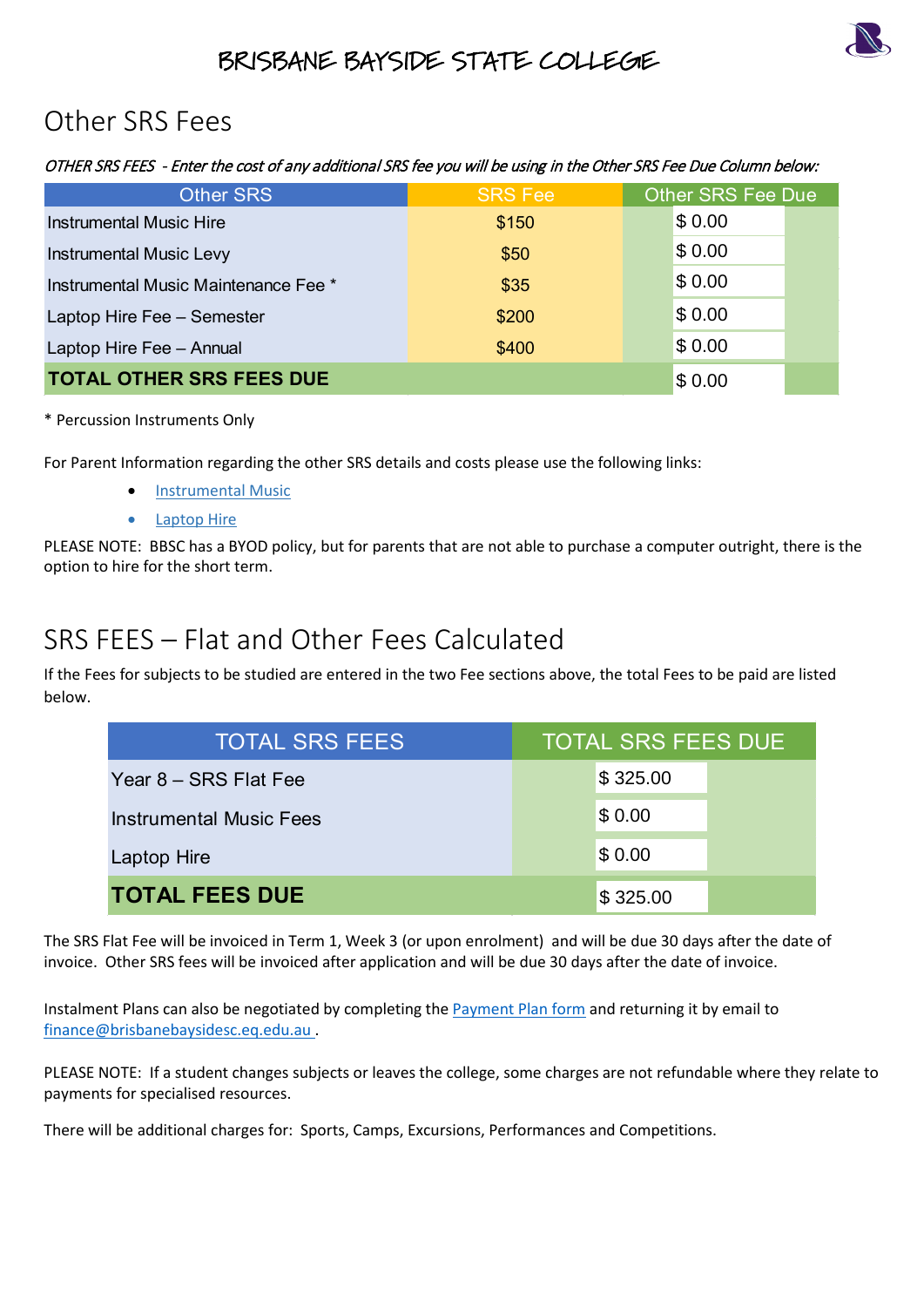# BRISBANE BAYSIDE STATE COLLEGE

## Other SRS Fees

*OTHER SRS FEES - Enter the cost of any additional SRS fee you will be using in the Other SRS Fee Due Column below:*

| Other SRS | SRS Fee | Other SRS Fee Due |
|---|---|---|
| Instrumental Music Hire | $150 | $ 0.00 |
| Instrumental Music Levy | $50 | $ 0.00 |
| Instrumental Music Maintenance Fee * | $35 | $ 0.00 |
| Laptop Hire Fee – Semester | $200 | $ 0.00 |
| Laptop Hire Fee – Annual | $400 | $ 0.00 |
| **TOTAL OTHER SRS FEES DUE** | | $ 0.00 |

\* Percussion Instruments Only

For Parent Information regarding the other SRS details and costs please use the following links:

- Instrumental Music
- Laptop Hire

PLEASE NOTE: BBSC has a BYOD policy, but for parents that are not able to purchase a computer outright, there is the option to hire for the short term.

## SRS FEES – Flat and Other Fees Calculated

If the Fees for subjects to be studied are entered in the two Fee sections above, the total Fees to be paid are listed below.

| TOTAL SRS FEES | TOTAL SRS FEES DUE |
|---|---|
| Year 8 – SRS Flat Fee | $ 325.00 |
| Instrumental Music Fees | $ 0.00 |
| Laptop Hire | $ 0.00 |
| **TOTAL FEES DUE** | $ 325.00 |

The SRS Flat Fee will be invoiced in Term 1, Week 3 (or upon enrolment) and will be due 30 days after the date of invoice. Other SRS fees will be invoiced after application and will be due 30 days after the date of invoice.

Instalment Plans can also be negotiated by completing the Payment Plan form and returning it by email to finance@brisbanebaysidesc.eq.edu.au .

PLEASE NOTE: If a student changes subjects or leaves the college, some charges are not refundable where they relate to payments for specialised resources.

There will be additional charges for: Sports, Camps, Excursions, Performances and Competitions.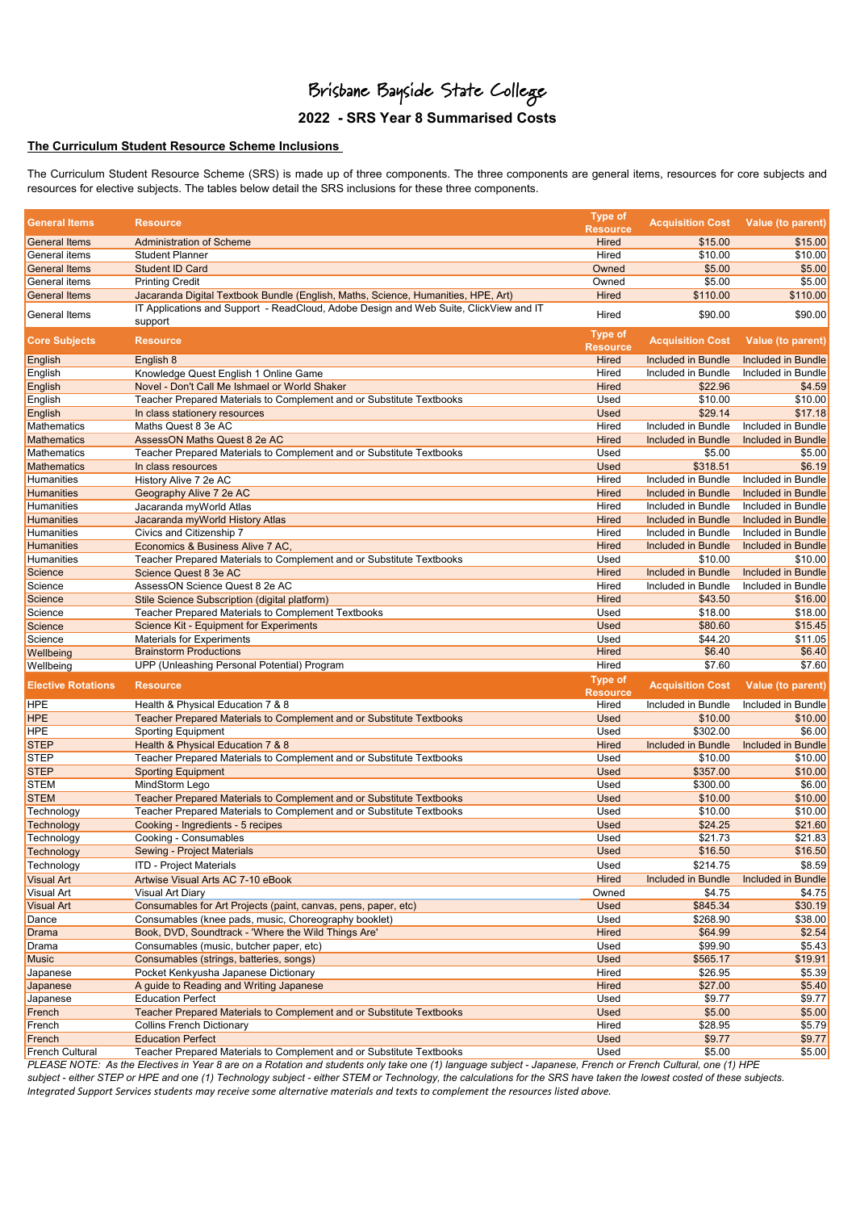# Brisbane Bayside State College

## 2022 - SRS Year 8 Summarised Costs

**The Curriculum Student Resource Scheme Inclusions**

The Curriculum Student Resource Scheme (SRS) is made up of three components. The three components are general items, resources for core subjects and resources for elective subjects. The tables below detail the SRS inclusions for these three components.

| General Items | Resource | Type of Resource | Acquisition Cost | Value (to parent) |
|---|---|---|---|---|
| General Items | Administration of Scheme | Hired | $15.00 | $15.00 |
| General items | Student Planner | Hired | $10.00 | $10.00 |
| General Items | Student ID Card | Owned | $5.00 | $5.00 |
| General items | Printing Credit | Owned | $5.00 | $5.00 |
| General Items | Jacaranda Digital Textbook Bundle (English, Maths, Science, Humanities, HPE, Art) | Hired | $110.00 | $110.00 |
| General Items | IT Applications and Support - ReadCloud, Adobe Design and Web Suite, ClickView and IT support | Hired | $90.00 | $90.00 |
| **Core Subjects** | **Resource** | **Type of Resource** | **Acquisition Cost** | **Value (to parent)** |
| English | English 8 | Hired | Included in Bundle | Included in Bundle |
| English | Knowledge Quest English 1 Online Game | Hired | Included in Bundle | Included in Bundle |
| English | Novel - Don't Call Me Ishmael or World Shaker | Hired | $22.96 | $4.59 |
| English | Teacher Prepared Materials to Complement and or Substitute Textbooks | Used | $10.00 | $10.00 |
| English | In class stationery resources | Used | $29.14 | $17.18 |
| Mathematics | Maths Quest 8 3e AC | Hired | Included in Bundle | Included in Bundle |
| Mathematics | AssessON Maths Quest 8 2e AC | Hired | Included in Bundle | Included in Bundle |
| Mathematics | Teacher Prepared Materials to Complement and or Substitute Textbooks | Used | $5.00 | $5.00 |
| Mathematics | In class resources | Used | $318.51 | $6.19 |
| Humanities | History Alive 7 2e AC | Hired | Included in Bundle | Included in Bundle |
| Humanities | Geography Alive 7 2e AC | Hired | Included in Bundle | Included in Bundle |
| Humanities | Jacaranda myWorld Atlas | Hired | Included in Bundle | Included in Bundle |
| Humanities | Jacaranda myWorld History Atlas | Hired | Included in Bundle | Included in Bundle |
| Humanities | Civics and Citizenship 7 | Hired | Included in Bundle | Included in Bundle |
| Humanities | Economics & Business Alive 7 AC, | Hired | Included in Bundle | Included in Bundle |
| Humanities | Teacher Prepared Materials to Complement and or Substitute Textbooks | Used | $10.00 | $10.00 |
| Science | Science Quest 8 3e AC | Hired | Included in Bundle | Included in Bundle |
| Science | AssessON Science Quest 8 2e AC | Hired | Included in Bundle | Included in Bundle |
| Science | Stile Science Subscription (digital platform) | Hired | $43.50 | $16.00 |
| Science | Teacher Prepared Materials to Complement Textbooks | Used | $18.00 | $18.00 |
| Science | Science Kit - Equipment for Experiments | Used | $80.60 | $15.45 |
| Science | Materials for Experiments | Used | $44.20 | $11.05 |
| Wellbeing | Brainstorm Productions | Hired | $6.40 | $6.40 |
| Wellbeing | UPP (Unleashing Personal Potential) Program | Hired | $7.60 | $7.60 |
| **Elective Rotations** | **Resource** | **Type of Resource** | **Acquisition Cost** | **Value (to parent)** |
| HPE | Health & Physical Education 7 & 8 | Hired | Included in Bundle | Included in Bundle |
| HPE | Teacher Prepared Materials to Complement and or Substitute Textbooks | Used | $10.00 | $10.00 |
| HPE | Sporting Equipment | Used | $302.00 | $6.00 |
| STEP | Health & Physical Education 7 & 8 | Hired | Included in Bundle | Included in Bundle |
| STEP | Teacher Prepared Materials to Complement and or Substitute Textbooks | Used | $10.00 | $10.00 |
| STEP | Sporting Equipment | Used | $357.00 | $10.00 |
| STEM | MindStorm Lego | Used | $300.00 | $6.00 |
| STEM | Teacher Prepared Materials to Complement and or Substitute Textbooks | Used | $10.00 | $10.00 |
| Technology | Teacher Prepared Materials to Complement and or Substitute Textbooks | Used | $10.00 | $10.00 |
| Technology | Cooking - Ingredients - 5 recipes | Used | $24.25 | $21.60 |
| Technology | Cooking - Consumables | Used | $21.73 | $21.83 |
| Technology | Sewing - Project Materials | Used | $16.50 | $16.50 |
| Technology | ITD - Project Materials | Used | $214.75 | $8.59 |
| Visual Art | Artwise Visual Arts AC 7-10 eBook | Hired | Included in Bundle | Included in Bundle |
| Visual Art | Visual Art Diary | Owned | $4.75 | $4.75 |
| Visual Art | Consumables for Art Projects (paint, canvas, pens, paper, etc) | Used | $845.34 | $30.19 |
| Dance | Consumables (knee pads, music, Choreography booklet) | Used | $268.90 | $38.00 |
| Drama | Book, DVD, Soundtrack - 'Where the Wild Things Are' | Hired | $64.99 | $2.54 |
| Drama | Consumables (music, butcher paper, etc) | Used | $99.90 | $5.43 |
| Music | Consumables (strings, batteries, songs) | Used | $565.17 | $19.91 |
| Japanese | Pocket Kenkyusha Japanese Dictionary | Hired | $26.95 | $5.39 |
| Japanese | A guide to Reading and Writing Japanese | Hired | $27.00 | $5.40 |
| Japanese | Education Perfect | Used | $9.77 | $9.77 |
| French | Teacher Prepared Materials to Complement and or Substitute Textbooks | Used | $5.00 | $5.00 |
| French | Collins French Dictionary | Hired | $28.95 | $5.79 |
| French | Education Perfect | Used | $9.77 | $9.77 |
| French Cultural | Teacher Prepared Materials to Complement and or Substitute Textbooks | Used | $5.00 | $5.00 |

*PLEASE NOTE: As the Electives in Year 8 are on a Rotation and students only take one (1) language subject - Japanese, French or French Cultural, one (1) HPE subject - either STEP or HPE and one (1) Technology subject - either STEM or Technology, the calculations for the SRS have taken the lowest costed of these subjects. Integrated Support Services students may receive some alternative materials and texts to complement the resources listed above.*